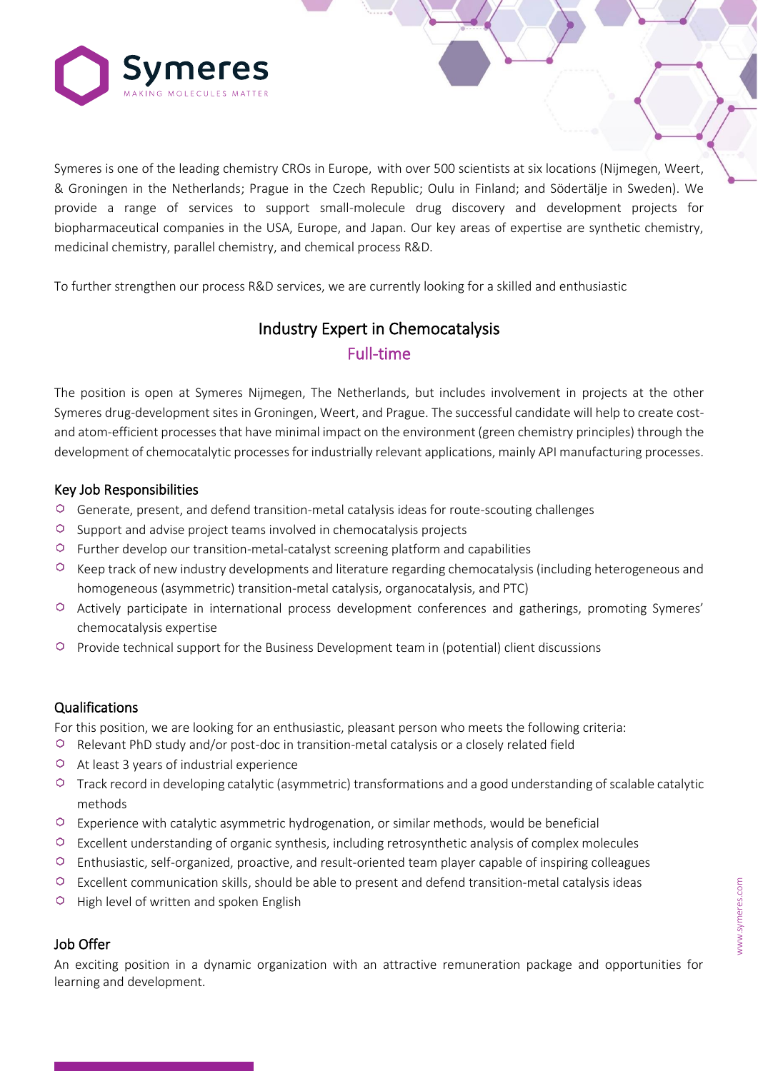# Symeres

MAKING MOLECULES MATTER

Symeres is one of the leading chemistry CROs in Europe, with over 500 scientists at six locations (Nijmegen, Weert, & Groningen in the Netherlands; Prague in the Czech Republic; Oulu in Finland; and Södertälje in Sweden). We provide a range of services to support small-molecule drug discovery and development projects for biopharmaceutical companies in the USA, Europe, and Japan. Our key areas of expertise are synthetic chemistry, medicinal chemistry, parallel chemistry, and chemical process R&D.

To further strengthen our process R&D services, we are currently looking for a skilled and enthusiastic

## Industry Expert in Chemocatalysis

### Full-time

The position is open at Symeres Nijmegen, The Netherlands, but includes involvement in projects at the other Symeres drug-development sites in Groningen, Weert, and Prague. The successful candidate will help to create cost- and atom-efficient processes that have minimal impact on the environment (green chemistry principles) through the development of chemocatalytic processes for industrially relevant applications, mainly API manufacturing processes.

### Key Job Responsibilities

- Generate, present, and defend transition-metal catalysis ideas for route-scouting challenges
- Support and advise project teams involved in chemocatalysis projects
- Further develop our transition-metal-catalyst screening platform and capabilities
- Keep track of new industry developments and literature regarding chemocatalysis (including heterogeneous and homogeneous (asymmetric) transition-metal catalysis, organocatalysis, and PTC)
- Actively participate in international process development conferences and gatherings, promoting Symeres' chemocatalysis expertise
- Provide technical support for the Business Development team in (potential) client discussions

### Qualifications

For this position, we are looking for an enthusiastic, pleasant person who meets the following criteria:

- Relevant PhD study and/or post-doc in transition-metal catalysis or a closely related field
- At least 3 years of industrial experience
- Track record in developing catalytic (asymmetric) transformations and a good understanding of scalable catalytic methods
- Experience with catalytic asymmetric hydrogenation, or similar methods, would be beneficial
- Excellent understanding of organic synthesis, including retrosynthetic analysis of complex molecules
- Enthusiastic, self-organized, proactive, and result-oriented team player capable of inspiring colleagues
- Excellent communication skills, should be able to present and defend transition-metal catalysis ideas
- High level of written and spoken English

### Job Offer

An exciting position in a dynamic organization with an attractive remuneration package and opportunities for learning and development.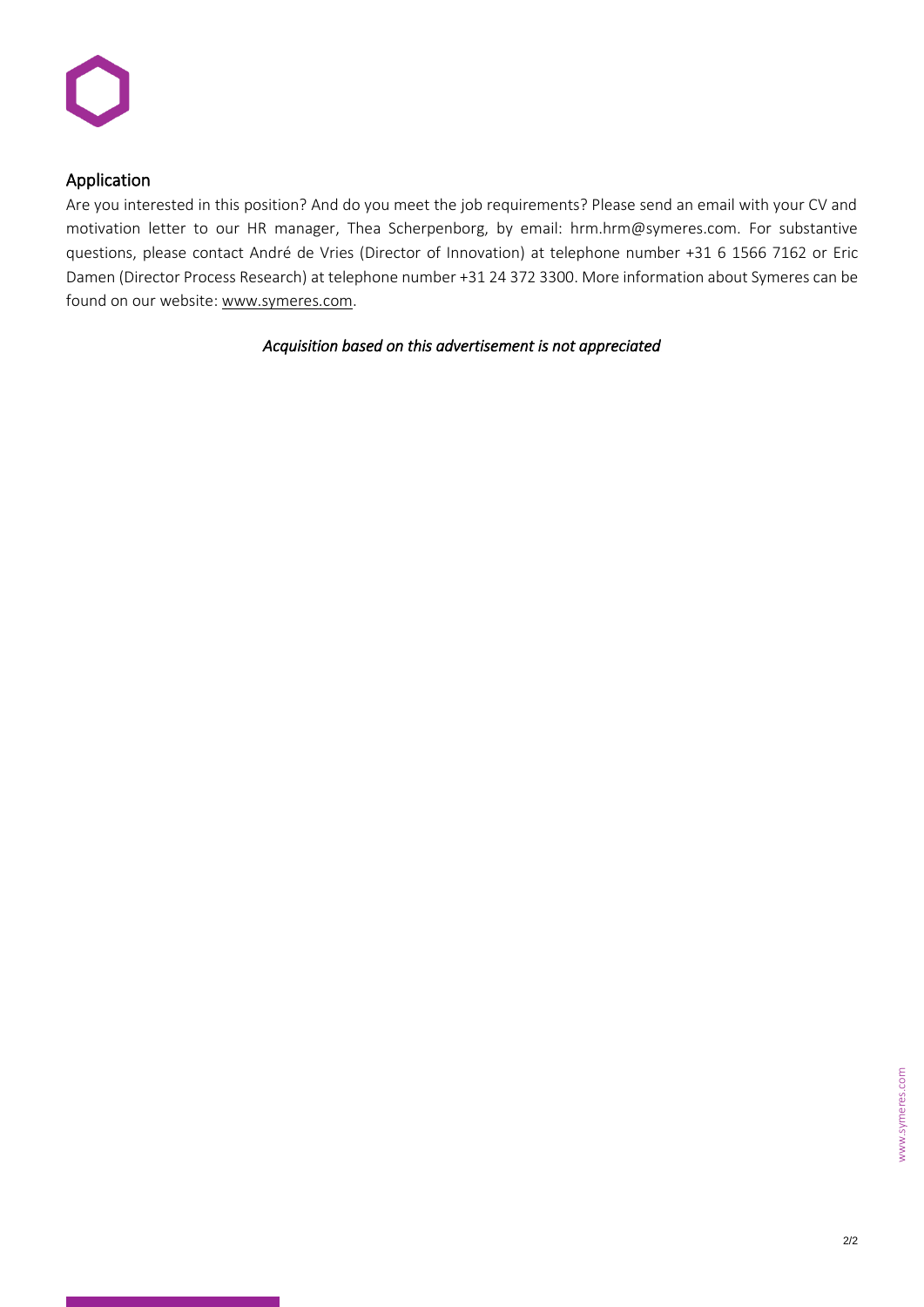## Application

Are you interested in this position? And do you meet the job requirements? Please send an email with your CV and motivation letter to our HR manager, Thea Scherpenborg, by email: hrm.hrm@symeres.com. For substantive questions, please contact André de Vries (Director of Innovation) at telephone number +31 6 1566 7162 or Eric Damen (Director Process Research) at telephone number +31 24 372 3300. More information about Symeres can be found on our website: www.symeres.com.

*Acquisition based on this advertisement is not appreciated*